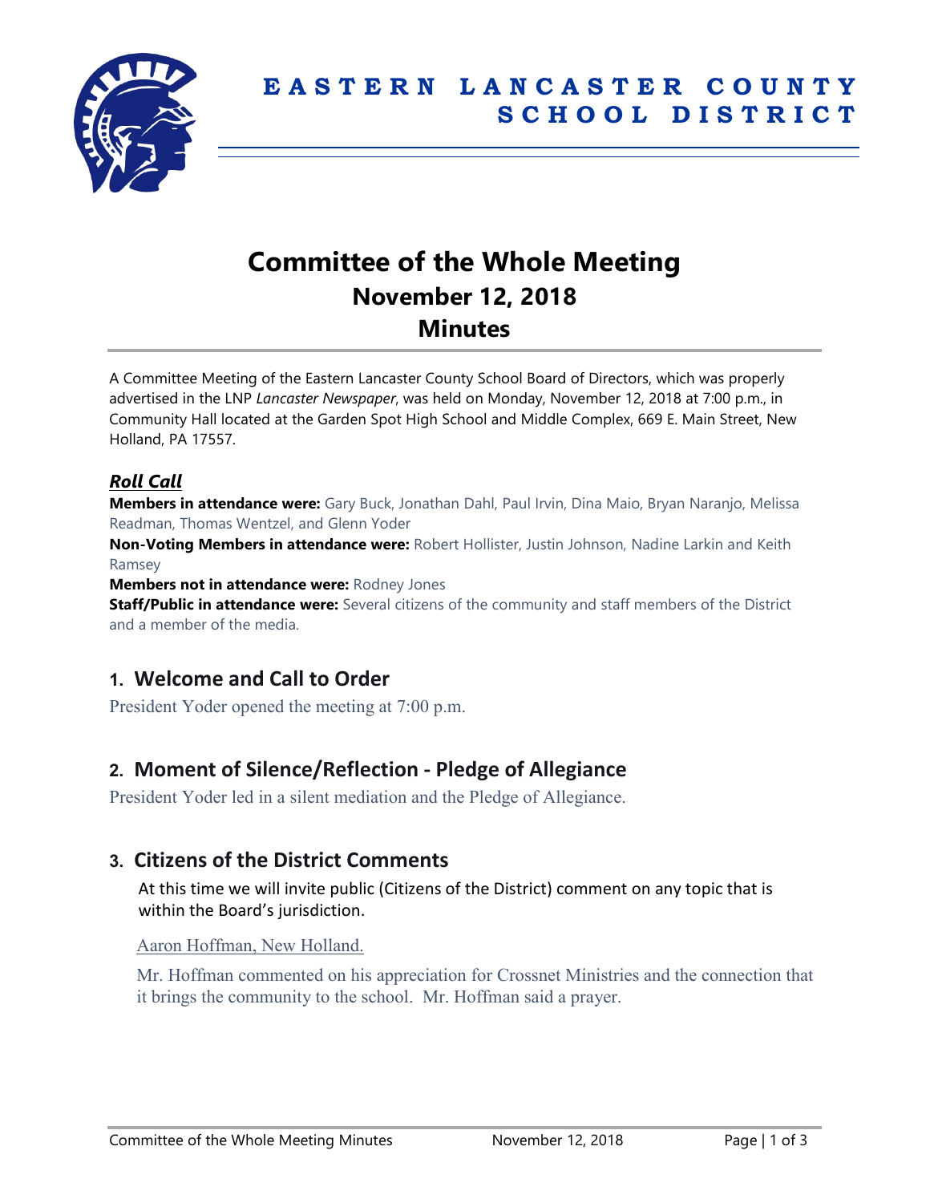# EASTERN LANCASTER COUNTY SCHOOL DISTRICT

# Committee of the Whole Meeting
## November 12, 2018
## Minutes

A Committee Meeting of the Eastern Lancaster County School Board of Directors, which was properly advertised in the LNP *Lancaster Newspaper*, was held on Monday, November 12, 2018 at 7:00 p.m., in Community Hall located at the Garden Spot High School and Middle Complex, 669 E. Main Street, New Holland, PA 17557.

### ***Roll Call***

**Members in attendance were:** Gary Buck, Jonathan Dahl, Paul Irvin, Dina Maio, Bryan Naranjo, Melissa Readman, Thomas Wentzel, and Glenn Yoder

**Non-Voting Members in attendance were:** Robert Hollister, Justin Johnson, Nadine Larkin and Keith Ramsey

**Members not in attendance were:** Rodney Jones

**Staff/Public in attendance were:** Several citizens of the community and staff members of the District and a member of the media.

## 1. Welcome and Call to Order

President Yoder opened the meeting at 7:00 p.m.

## 2. Moment of Silence/Reflection - Pledge of Allegiance

President Yoder led in a silent mediation and the Pledge of Allegiance.

## 3. Citizens of the District Comments

At this time we will invite public (Citizens of the District) comment on any topic that is within the Board's jurisdiction.

Aaron Hoffman, New Holland.

Mr. Hoffman commented on his appreciation for Crossnet Ministries and the connection that it brings the community to the school. Mr. Hoffman said a prayer.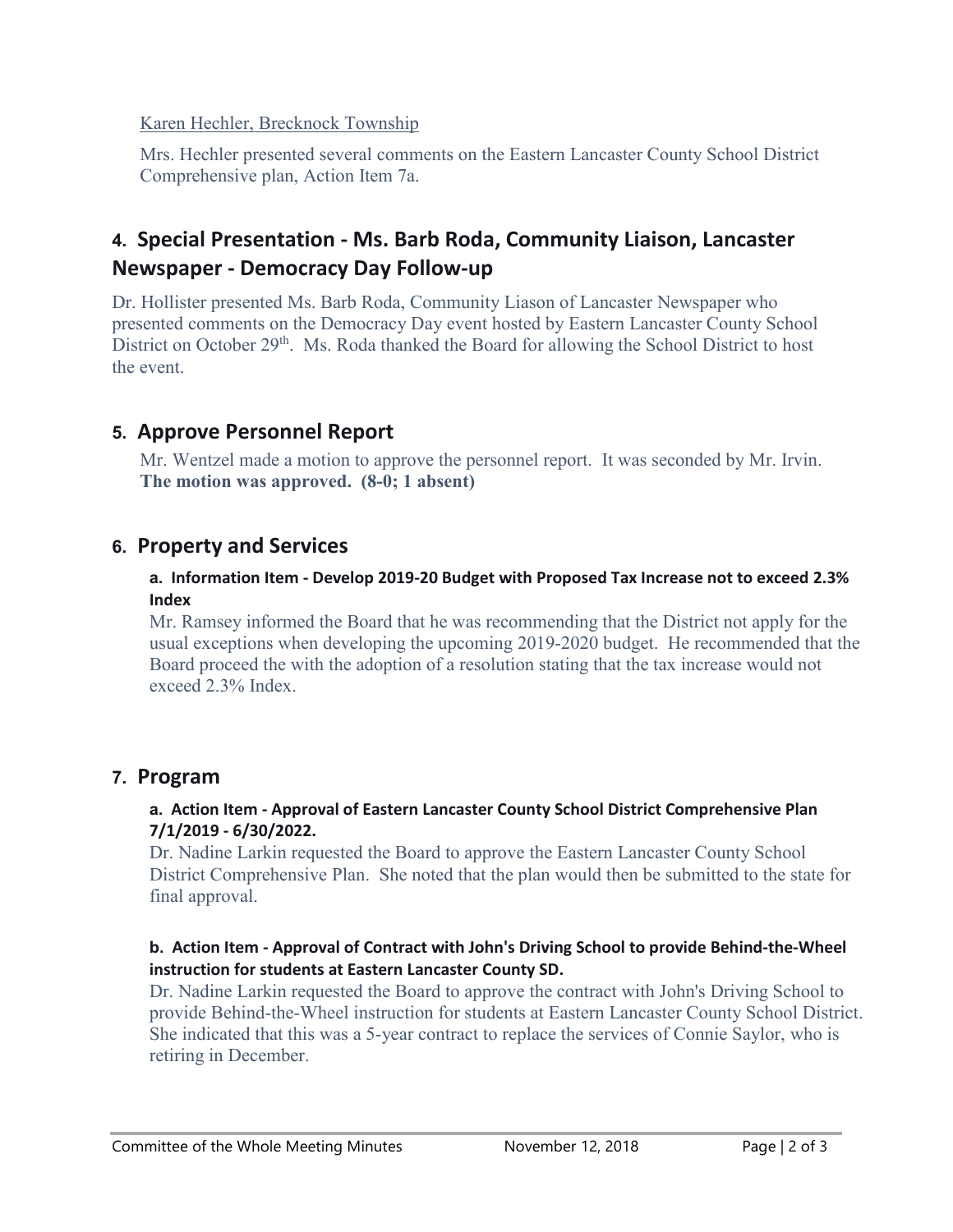Karen Hechler, Brecknock Township

Mrs. Hechler presented several comments on the Eastern Lancaster County School District Comprehensive plan, Action Item 7a.

## 4. Special Presentation - Ms. Barb Roda, Community Liaison, Lancaster Newspaper - Democracy Day Follow-up

Dr. Hollister presented Ms. Barb Roda, Community Liason of Lancaster Newspaper who presented comments on the Democracy Day event hosted by Eastern Lancaster County School District on October 29th. Ms. Roda thanked the Board for allowing the School District to host the event.

## 5. Approve Personnel Report

Mr. Wentzel made a motion to approve the personnel report. It was seconded by Mr. Irvin. **The motion was approved. (8-0; 1 absent)**

## 6. Property and Services

### a. Information Item - Develop 2019-20 Budget with Proposed Tax Increase not to exceed 2.3% Index

Mr. Ramsey informed the Board that he was recommending that the District not apply for the usual exceptions when developing the upcoming 2019-2020 budget. He recommended that the Board proceed the with the adoption of a resolution stating that the tax increase would not exceed 2.3% Index.

## 7. Program

### a. Action Item - Approval of Eastern Lancaster County School District Comprehensive Plan 7/1/2019 - 6/30/2022.

Dr. Nadine Larkin requested the Board to approve the Eastern Lancaster County School District Comprehensive Plan. She noted that the plan would then be submitted to the state for final approval.

### b. Action Item - Approval of Contract with John's Driving School to provide Behind-the-Wheel instruction for students at Eastern Lancaster County SD.

Dr. Nadine Larkin requested the Board to approve the contract with John's Driving School to provide Behind-the-Wheel instruction for students at Eastern Lancaster County School District. She indicated that this was a 5-year contract to replace the services of Connie Saylor, who is retiring in December.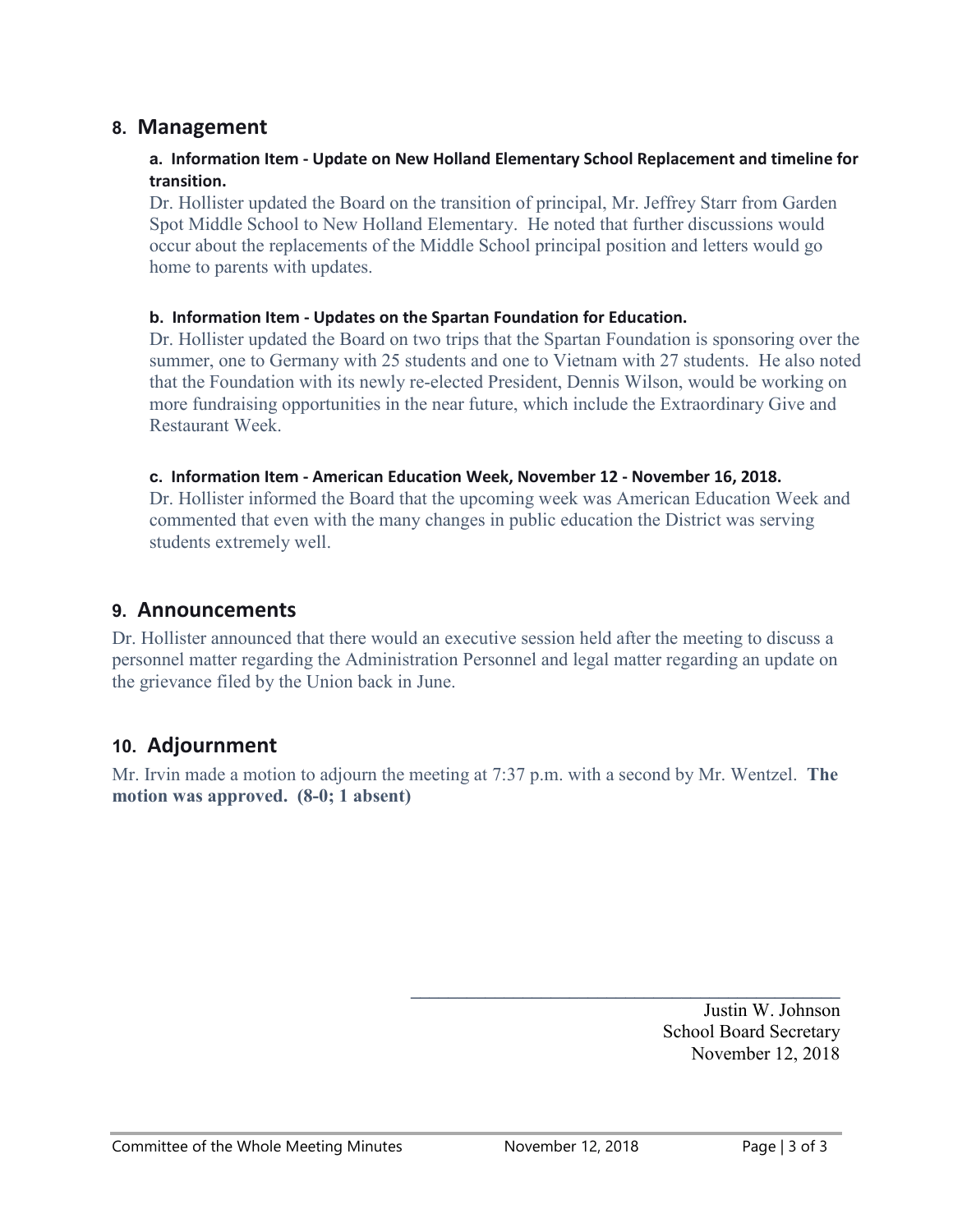## 8. Management

### a. Information Item - Update on New Holland Elementary School Replacement and timeline for transition.

Dr. Hollister updated the Board on the transition of principal, Mr. Jeffrey Starr from Garden Spot Middle School to New Holland Elementary. He noted that further discussions would occur about the replacements of the Middle School principal position and letters would go home to parents with updates.

### b. Information Item - Updates on the Spartan Foundation for Education.

Dr. Hollister updated the Board on two trips that the Spartan Foundation is sponsoring over the summer, one to Germany with 25 students and one to Vietnam with 27 students. He also noted that the Foundation with its newly re-elected President, Dennis Wilson, would be working on more fundraising opportunities in the near future, which include the Extraordinary Give and Restaurant Week.

### c. Information Item - American Education Week, November 12 - November 16, 2018.

Dr. Hollister informed the Board that the upcoming week was American Education Week and commented that even with the many changes in public education the District was serving students extremely well.

## 9. Announcements

Dr. Hollister announced that there would an executive session held after the meeting to discuss a personnel matter regarding the Administration Personnel and legal matter regarding an update on the grievance filed by the Union back in June.

## 10. Adjournment

Mr. Irvin made a motion to adjourn the meeting at 7:37 p.m. with a second by Mr. Wentzel. **The motion was approved. (8-0; 1 absent)**

\_\_\_\_\_\_\_\_\_\_\_\_\_\_\_\_\_\_\_\_\_\_\_\_\_\_\_\_\_\_\_\_\_\_\_\_\_\_\_\_

Justin W. Johnson
School Board Secretary
November 12, 2018